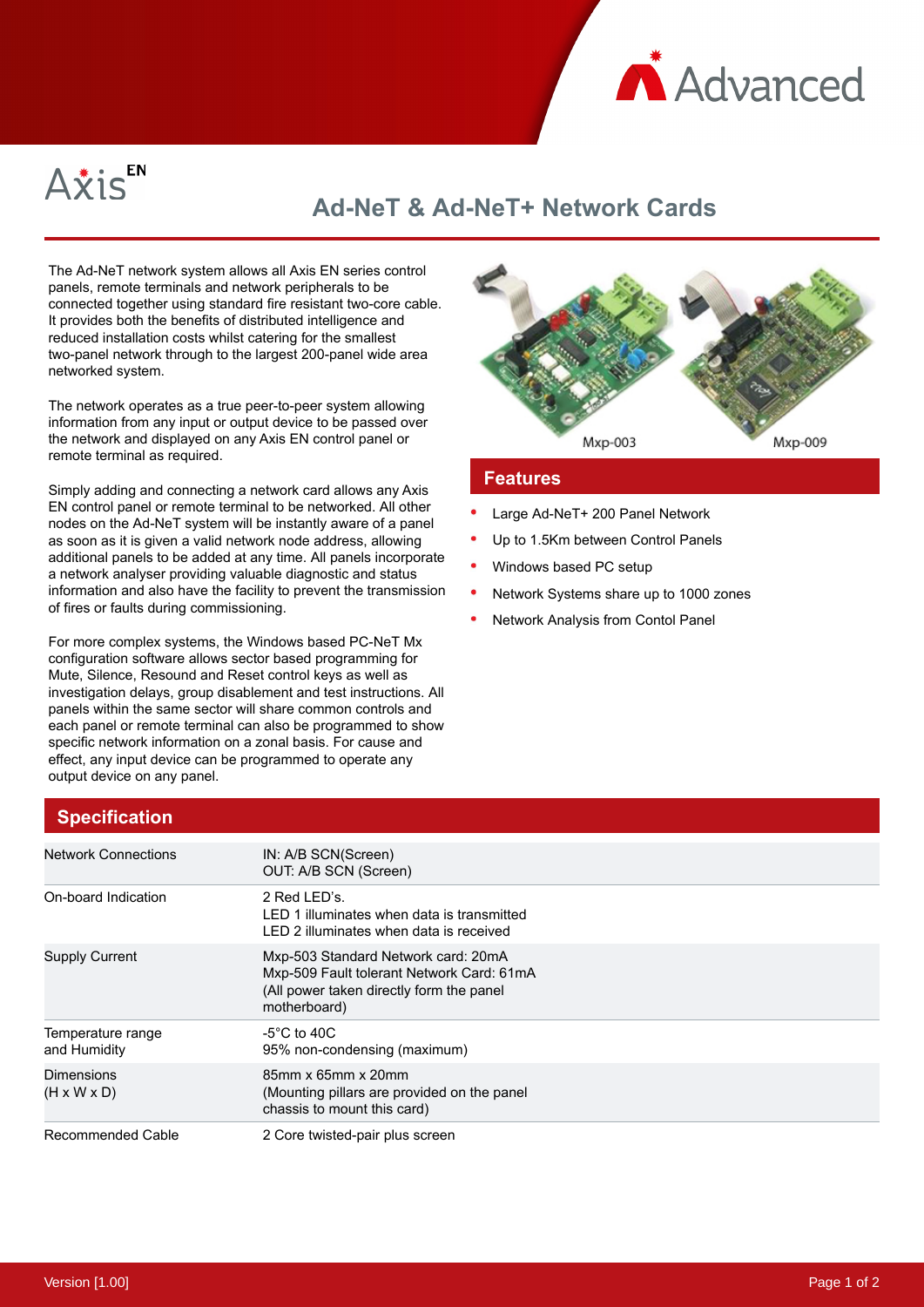# Ad-NeT & Ad-NeT+ Network Cards

The Ad-NeT network system allows all Axis EN series control panels, remote terminals and network peripherals to be connected together using standard fire resistant two-core cable. It provides both the benefits of distributed intelligence and reduced installation costs whilst catering for the smallest two-panel network through to the largest 200-panel wide area networked system.

The network operates as a true peer-to-peer system allowing information from any input or output device to be passed over the network and displayed on any Axis EN control panel or remote terminal as required.

Simply adding and connecting a network card allows any Axis EN control panel or remote terminal to be networked. All other nodes on the Ad-NeT system will be instantly aware of a panel as soon as it is given a valid network node address, allowing additional panels to be added at any time. All panels incorporate a network analyser providing valuable diagnostic and status information and also have the facility to prevent the transmission of fires or faults during commissioning.

For more complex systems, the Windows based PC-NeT Mx configuration software allows sector based programming for Mute, Silence, Resound and Reset control keys as well as investigation delays, group disablement and test instructions. All panels within the same sector will share common controls and each panel or remote terminal can also be programmed to show specific network information on a zonal basis. For cause and effect, any input device can be programmed to operate any output device on any panel.

Mxp-003 Mxp-009

## Features

- Large Ad-NeT+ 200 Panel Network
- Up to 1.5Km between Control Panels
- Windows based PC setup
- Network Systems share up to 1000 zones
- Network Analysis from Contol Panel

## Specification

| | |
|---|---|
| Network Connections | IN: A/B SCN(Screen)<br>OUT: A/B SCN (Screen) |
| On-board Indication | 2 Red LED's.<br>LED 1 illuminates when data is transmitted<br>LED 2 illuminates when data is received |
| Supply Current | Mxp-503 Standard Network card: 20mA<br>Mxp-509 Fault tolerant Network Card: 61mA<br>(All power taken directly form the panel motherboard) |
| Temperature range and Humidity | -5°C to 40C<br>95% non-condensing (maximum) |
| Dimensions (H x W x D) | 85mm x 65mm x 20mm<br>(Mounting pillars are provided on the panel chassis to mount this card) |
| Recommended Cable | 2 Core twisted-pair plus screen |

Version [1.00]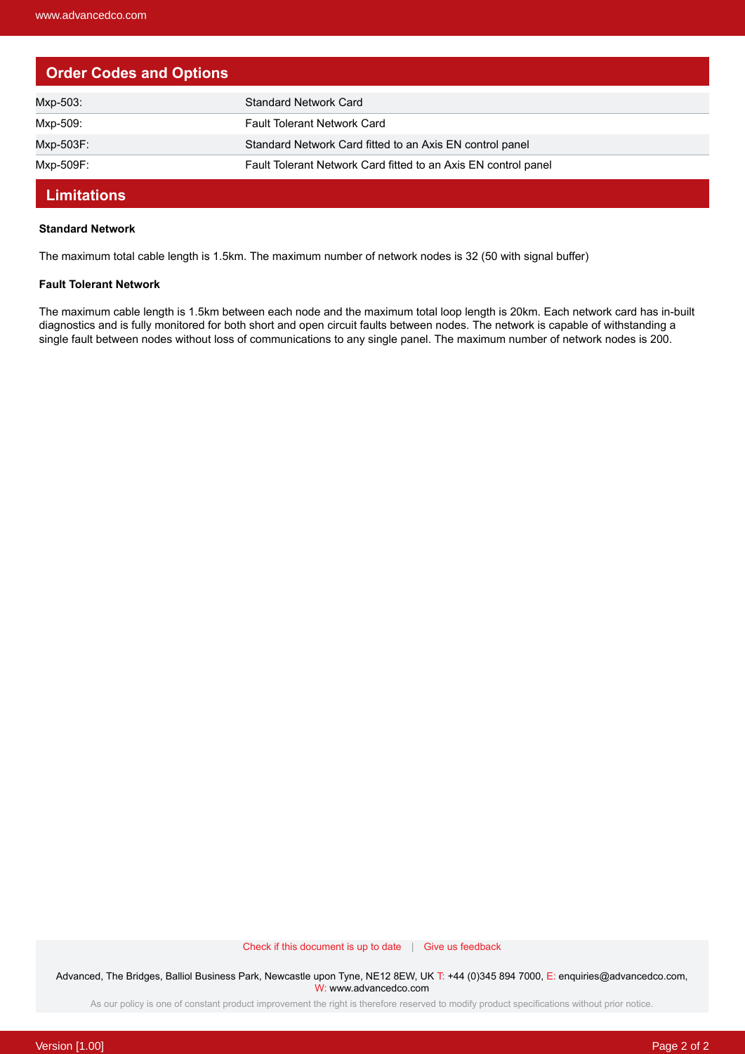## Order Codes and Options

| | |
|---|---|
| Mxp-503: | Standard Network Card |
| Mxp-509: | Fault Tolerant Network Card |
| Mxp-503F: | Standard Network Card fitted to an Axis EN control panel |
| Mxp-509F: | Fault Tolerant Network Card fitted to an Axis EN control panel |

## Limitations

**Standard Network**

The maximum total cable length is 1.5km. The maximum number of network nodes is 32 (50 with signal buffer)

**Fault Tolerant Network**

The maximum cable length is 1.5km between each node and the maximum total loop length is 20km. Each network card has in-built diagnostics and is fully monitored for both short and open circuit faults between nodes. The network is capable of withstanding a single fault between nodes without loss of communications to any single panel. The maximum number of network nodes is 200.

Check if this document is up to date | Give us feedback

Advanced, The Bridges, Balliol Business Park, Newcastle upon Tyne, NE12 8EW, UK T: +44 (0)345 894 7000, E: enquiries@advancedco.com, W: www.advancedco.com

As our policy is one of constant product improvement the right is therefore reserved to modify product specifications without prior notice.

Version [1.00]